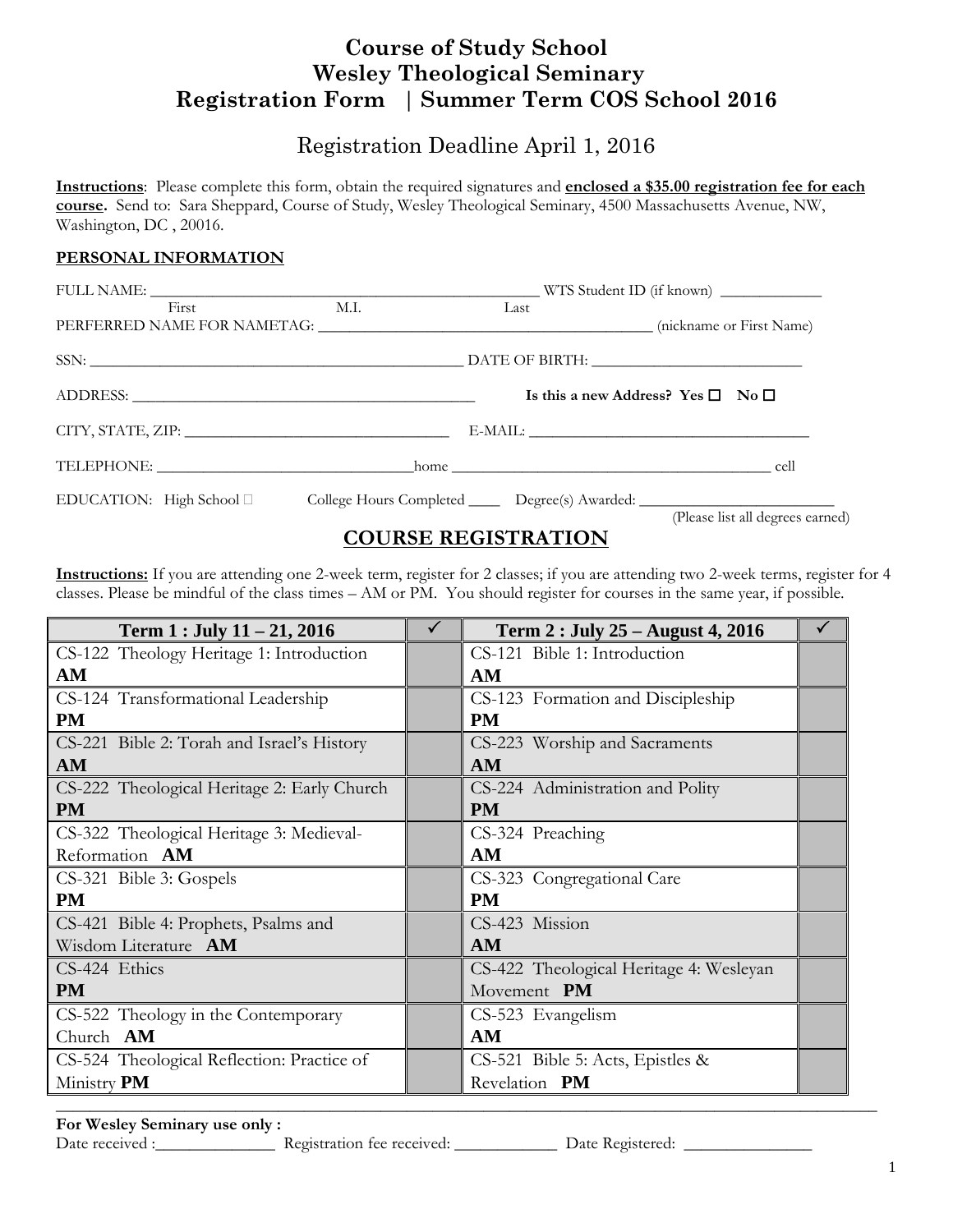# Course of Study School
# Wesley Theological Seminary
# Registration Form | Summer Term COS School 2016

## Registration Deadline April 1, 2016

**Instructions**: Please complete this form, obtain the required signatures and **enclosed a $35.00 registration fee for each course.** Send to: Sara Sheppard, Course of Study, Wesley Theological Seminary, 4500 Massachusetts Avenue, NW, Washington, DC , 20016.

**PERSONAL INFORMATION**

FULL NAME: ___________________________________________ WTS Student ID (if known) ___________
First M.I. Last

PERFERRED NAME FOR NAMETAG: ______________________________________ (nickname or First Name)

SSN: _____________________________________________ DATE OF BIRTH: _________________________

ADDRESS: ________________________________________ **Is this a new Address? Yes ☐ No ☐**

CITY, STATE, ZIP: ______________________________ E-MAIL: __________________________________

TELEPHONE: ______________________________home ______________________________________ cell

EDUCATION: High School ☐ College Hours Completed ____ Degree(s) Awarded: ______________________
(Please list all degrees earned)

## COURSE REGISTRATION

**Instructions:** If you are attending one 2-week term, register for 2 classes; if you are attending two 2-week terms, register for 4 classes. Please be mindful of the class times – AM or PM. You should register for courses in the same year, if possible.

| Term 1 : July 11 – 21, 2016 | ✓ | Term 2 : July 25 – August 4, 2016 | ✓ |
|---|---|---|---|
| CS-122 Theology Heritage 1: Introduction **AM** | | CS-121 Bible 1: Introduction **AM** | |
| CS-124 Transformational Leadership **PM** | | CS-123 Formation and Discipleship **PM** | |
| CS-221 Bible 2: Torah and Israel's History **AM** | | CS-223 Worship and Sacraments **AM** | |
| CS-222 Theological Heritage 2: Early Church **PM** | | CS-224 Administration and Polity **PM** | |
| CS-322 Theological Heritage 3: Medieval-Reformation **AM** | | CS-324 Preaching **AM** | |
| CS-321 Bible 3: Gospels **PM** | | CS-323 Congregational Care **PM** | |
| CS-421 Bible 4: Prophets, Psalms and Wisdom Literature **AM** | | CS-423 Mission **AM** | |
| CS-424 Ethics **PM** | | CS-422 Theological Heritage 4: Wesleyan Movement **PM** | |
| CS-522 Theology in the Contemporary Church **AM** | | CS-523 Evangelism **AM** | |
| CS-524 Theological Reflection: Practice of Ministry **PM** | | CS-521 Bible 5: Acts, Epistles & Revelation **PM** | |

**For Wesley Seminary use only :**
Date received :______________ Registration fee received: ____________ Date Registered: _______________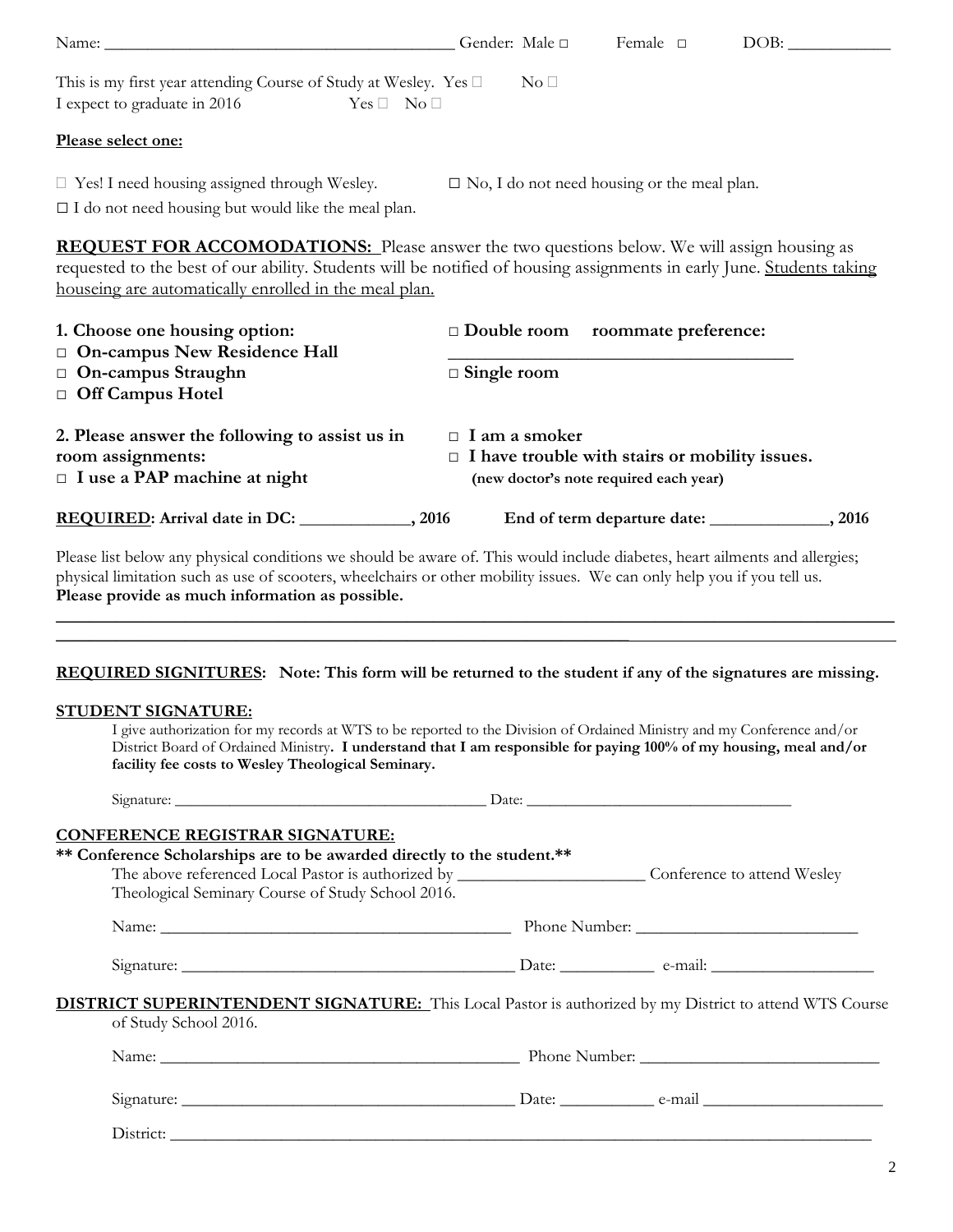Name: ________________________________________ Gender: Male □ Female □ DOB: ____________

This is my first year attending Course of Study at Wesley. Yes □ No □
I expect to graduate in 2016 Yes □ No □

**Please select one:**

□ Yes! I need housing assigned through Wesley. □ No, I do not need housing or the meal plan.
□ I do not need housing but would like the meal plan.

**REQUEST FOR ACCOMODATIONS:** Please answer the two questions below. We will assign housing as requested to the best of our ability. Students will be notified of housing assignments in early June. Students taking houseing are automatically enrolled in the meal plan.

**1. Choose one housing option:**
- □ **On-campus New Residence Hall**
- □ **On-campus Straughn**
- □ **Off Campus Hotel**

□ **Double room** **roommate preference:** ________________________________________
□ **Single room**

**2. Please answer the following to assist us in room assignments:**
- □ **I use a PAP machine at night**
- □ **I am a smoker**
- □ **I have trouble with stairs or mobility issues.** **(new doctor's note required each year)**

**REQUIRED: Arrival date in DC: _____________, 2016** **End of term departure date: ______________, 2016**

Please list below any physical conditions we should be aware of. This would include diabetes, heart ailments and allergies; physical limitation such as use of scooters, wheelchairs or other mobility issues. We can only help you if you tell us. **Please provide as much information as possible.**

____________________________________________________________________________________________
____________________________________________________________________________________________

**REQUIRED SIGNITURES: Note: This form will be returned to the student if any of the signatures are missing.**

**STUDENT SIGNATURE:**

I give authorization for my records at WTS to be reported to the Division of Ordained Ministry and my Conference and/or District Board of Ordained Ministry**. I understand that I am responsible for paying 100% of my housing, meal and/or facility fee costs to Wesley Theological Seminary.**

Signature: ________________________________________ Date: __________________________________

**CONFERENCE REGISTRAR SIGNATURE:**

**** Conference Scholarships are to be awarded directly to the student.****

The above referenced Local Pastor is authorized by _______________________ Conference to attend Wesley Theological Seminary Course of Study School 2016.

Name: ___________________________________________ Phone Number: ___________________________

Signature: ________________________________________ Date: ___________ e-mail: ____________________

**DISTRICT SUPERINTENDENT SIGNATURE:** This Local Pastor is authorized by my District to attend WTS Course of Study School 2016.

Name: ____________________________________________ Phone Number: _____________________________

Signature: ________________________________________ Date: ___________ e-mail ______________________

District: ________________________________________________________________________________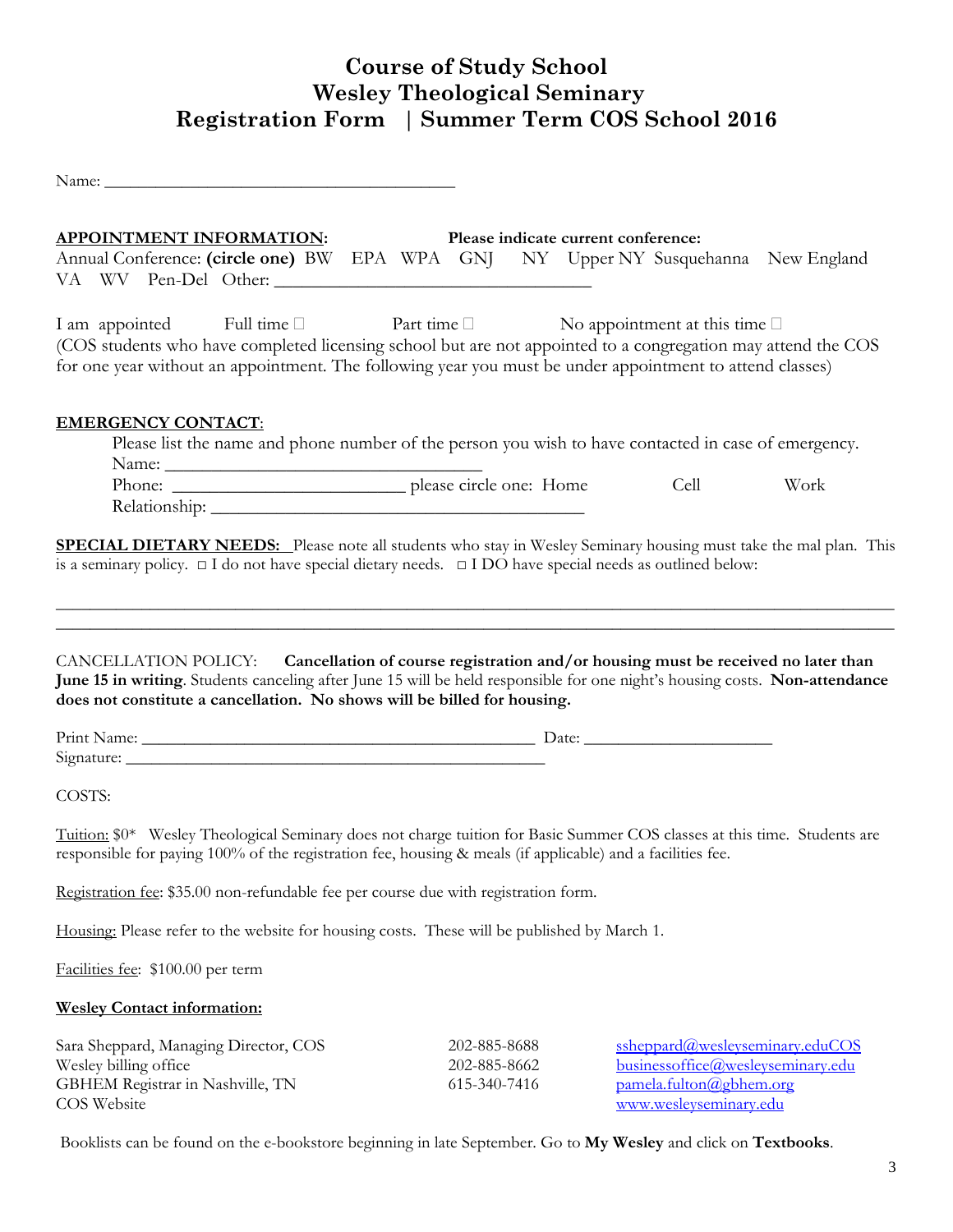# Course of Study School
# Wesley Theological Seminary
# Registration Form | Summer Term COS School 2016

Name: ________________________________________

**APPOINTMENT INFORMATION:** **Please indicate current conference:**

Annual Conference: **(circle one)** BW EPA WPA GNJ NY Upper NY Susquehanna New England VA WV Pen-Del Other: ___________________________________

I am appointed Full time ☐ Part time ☐ No appointment at this time ☐

(COS students who have completed licensing school but are not appointed to a congregation may attend the COS for one year without an appointment. The following year you must be under appointment to attend classes)

**EMERGENCY CONTACT**:

Please list the name and phone number of the person you wish to have contacted in case of emergency.

Name: ________________________________

Phone: ________________________ please circle one: Home Cell Work

Relationship: ________________________________________

**SPECIAL DIETARY NEEDS:** Please note all students who stay in Wesley Seminary housing must take the mal plan. This is a seminary policy. ☐ I do not have special dietary needs. ☐ I DO have special needs as outlined below:

_____________________________________________________________________________________________

_____________________________________________________________________________________________

CANCELLATION POLICY: **Cancellation of course registration and/or housing must be received no later than June 15 in writing**. Students canceling after June 15 will be held responsible for one night's housing costs. **Non-attendance does not constitute a cancellation. No shows will be billed for housing.**

Print Name: ____________________________________________ Date: _____________________

Signature: ______________________________________________

COSTS:

Tuition: $0* Wesley Theological Seminary does not charge tuition for Basic Summer COS classes at this time. Students are responsible for paying 100% of the registration fee, housing & meals (if applicable) and a facilities fee.

Registration fee: $35.00 non-refundable fee per course due with registration form.

Housing: Please refer to the website for housing costs. These will be published by March 1.

Facilities fee: $100.00 per term

**Wesley Contact information:**

| | | |
|---|---|---|
| Sara Sheppard, Managing Director, COS | 202-885-8688 | ssheppard@wesleyseminary.eduCOS |
| Wesley billing office | 202-885-8662 | businessoffice@wesleyseminary.edu |
| GBHEM Registrar in Nashville, TN | 615-340-7416 | pamela.fulton@gbhem.org |
| COS Website | | www.wesleyseminary.edu |

Booklists can be found on the e-bookstore beginning in late September. Go to **My Wesley** and click on **Textbooks**.